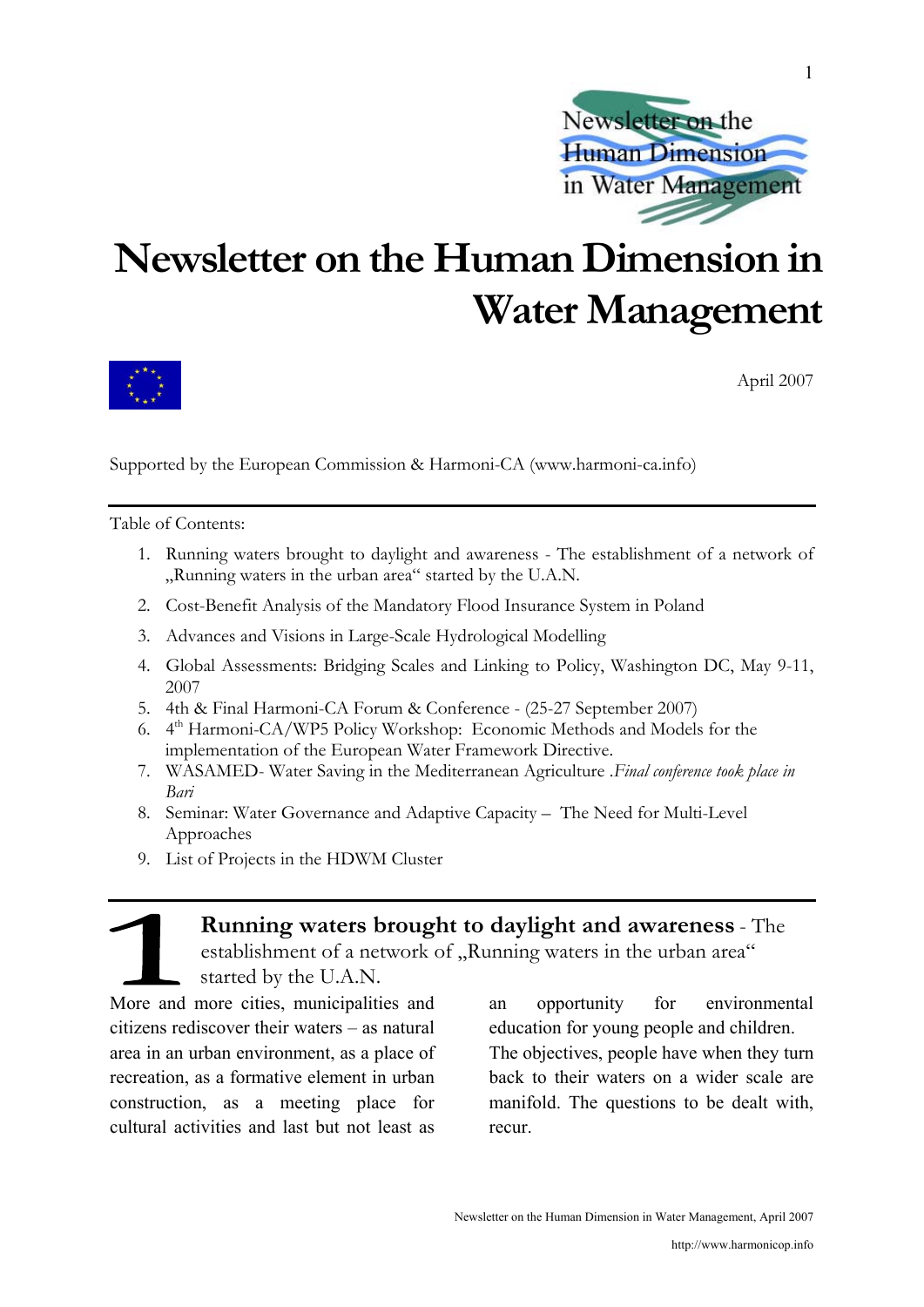# Newsletter on the Human Dimension in Water Management

April 2007

Supported by the European Commission & Harmoni-CA (www.harmoni-ca.info)

---

Table of Contents:

1. Running waters brought to daylight and awareness - The establishment of a network of „Running waters in the urban area" started by the U.A.N.
2. Cost-Benefit Analysis of the Mandatory Flood Insurance System in Poland
3. Advances and Visions in Large-Scale Hydrological Modelling
4. Global Assessments: Bridging Scales and Linking to Policy, Washington DC, May 9-11, 2007
5. 4th & Final Harmoni-CA Forum & Conference - (25-27 September 2007)
6. 4th Harmoni-CA/WP5 Policy Workshop: Economic Methods and Models for the implementation of the European Water Framework Directive.
7. WASAMED- Water Saving in the Mediterranean Agriculture .*Final conference took place in Bari*
8. Seminar: Water Governance and Adaptive Capacity – The Need for Multi-Level Approaches
9. List of Projects in the HDWM Cluster

---

## 1 **Running waters brought to daylight and awareness** - The establishment of a network of „Running waters in the urban area" started by the U.A.N.

More and more cities, municipalities and citizens rediscover their waters – as natural area in an urban environment, as a place of recreation, as a formative element in urban construction, as a meeting place for cultural activities and last but not least as an opportunity for environmental education for young people and children. The objectives, people have when they turn back to their waters on a wider scale are manifold. The questions to be dealt with, recur.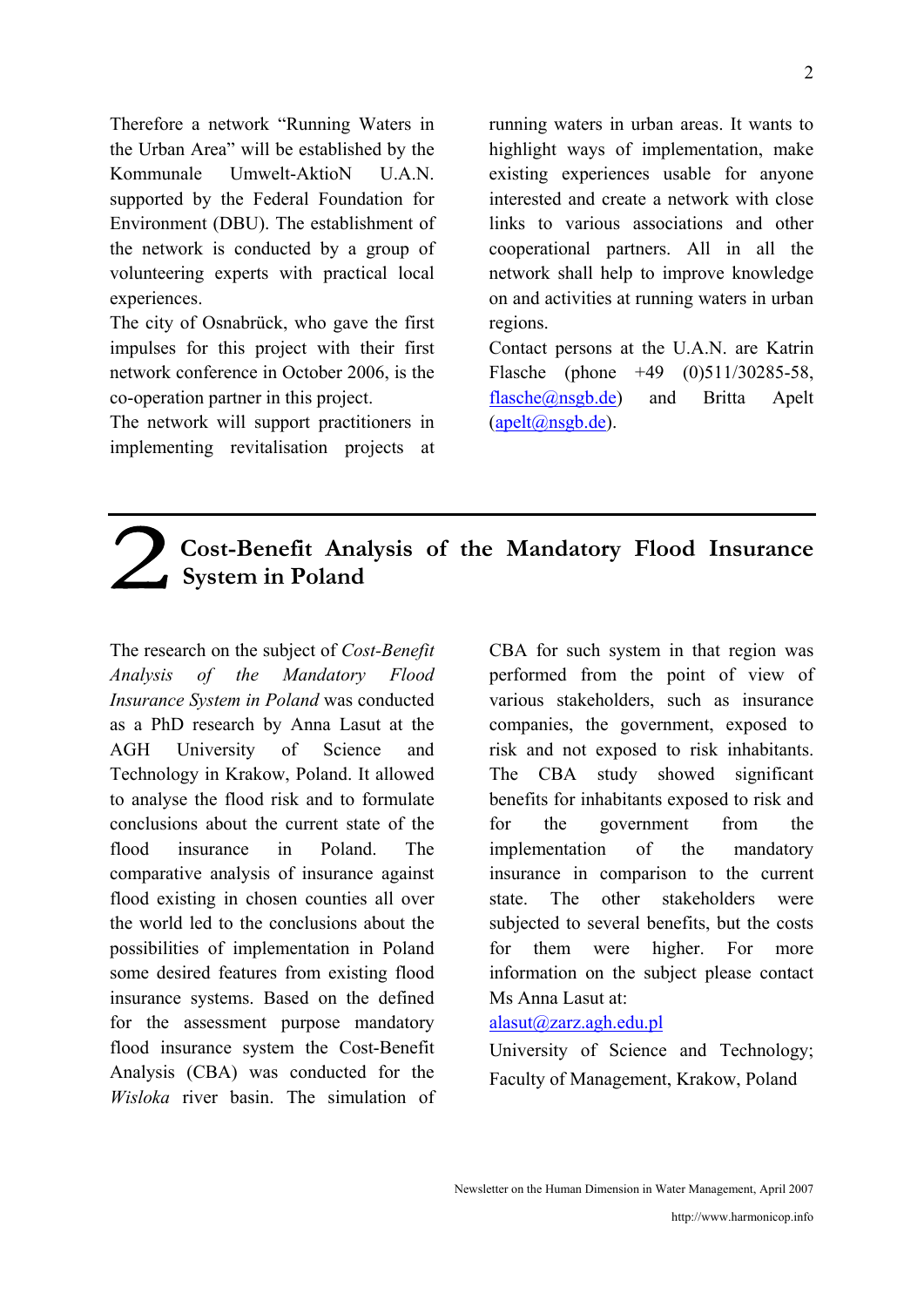Therefore a network "Running Waters in the Urban Area" will be established by the Kommunale Umwelt-AktioN U.A.N. supported by the Federal Foundation for Environment (DBU). The establishment of the network is conducted by a group of volunteering experts with practical local experiences.

The city of Osnabrück, who gave the first impulses for this project with their first network conference in October 2006, is the co-operation partner in this project.

The network will support practitioners in implementing revitalisation projects at running waters in urban areas. It wants to highlight ways of implementation, make existing experiences usable for anyone interested and create a network with close links to various associations and other cooperational partners. All in all the network shall help to improve knowledge on and activities at running waters in urban regions.

Contact persons at the U.A.N. are Katrin Flasche (phone +49 (0)511/30285-58, flasche@nsgb.de) and Britta Apelt (apelt@nsgb.de).

# 2 Cost-Benefit Analysis of the Mandatory Flood Insurance System in Poland

The research on the subject of *Cost-Benefit Analysis of the Mandatory Flood Insurance System in Poland* was conducted as a PhD research by Anna Lasut at the AGH University of Science and Technology in Krakow, Poland. It allowed to analyse the flood risk and to formulate conclusions about the current state of the flood insurance in Poland. The comparative analysis of insurance against flood existing in chosen counties all over the world led to the conclusions about the possibilities of implementation in Poland some desired features from existing flood insurance systems. Based on the defined for the assessment purpose mandatory flood insurance system the Cost-Benefit Analysis (CBA) was conducted for the *Wisloka* river basin. The simulation of CBA for such system in that region was performed from the point of view of various stakeholders, such as insurance companies, the government, exposed to risk and not exposed to risk inhabitants. The CBA study showed significant benefits for inhabitants exposed to risk and for the government from the implementation of the mandatory insurance in comparison to the current state. The other stakeholders were subjected to several benefits, but the costs for them were higher. For more information on the subject please contact Ms Anna Lasut at:

alasut@zarz.agh.edu.pl

University of Science and Technology; Faculty of Management, Krakow, Poland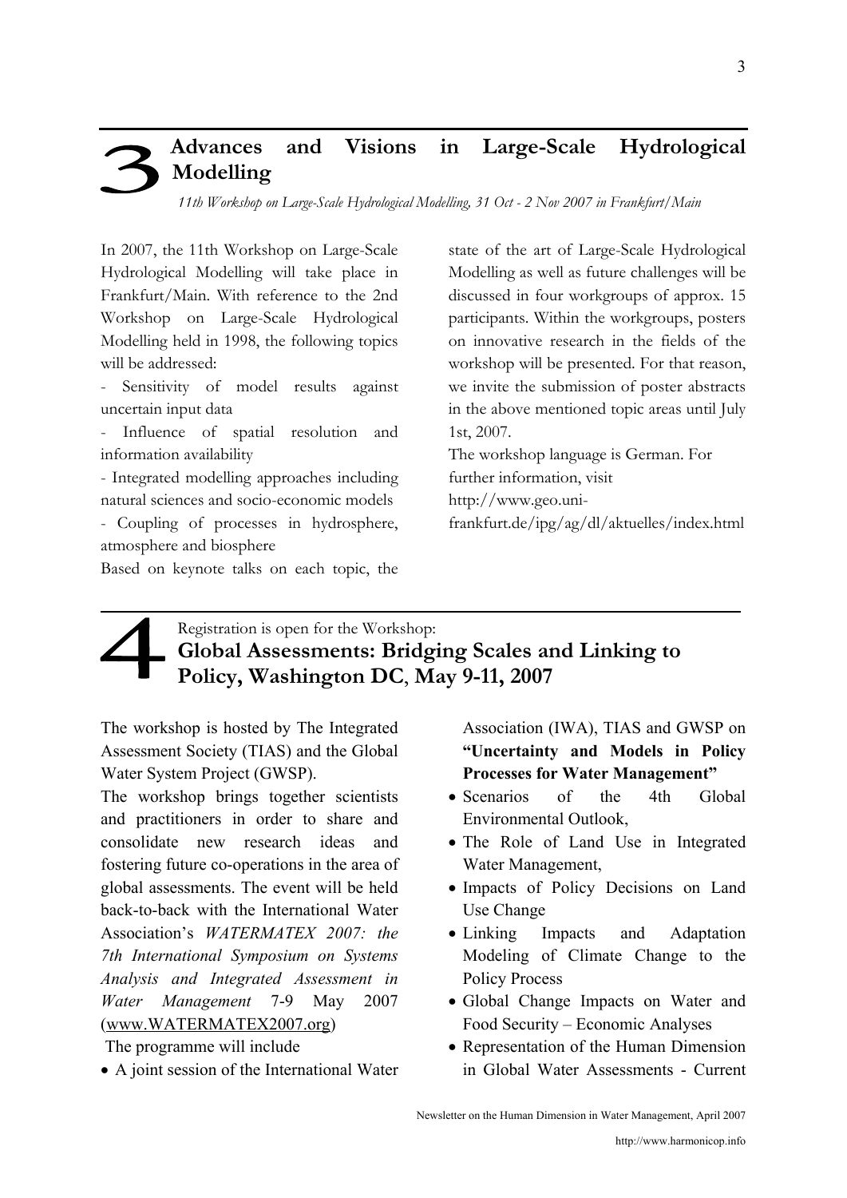## 3 Advances and Visions in Large-Scale Hydrological Modelling

*11th Workshop on Large-Scale Hydrological Modelling, 31 Oct - 2 Nov 2007 in Frankfurt/Main*

In 2007, the 11th Workshop on Large-Scale Hydrological Modelling will take place in Frankfurt/Main. With reference to the 2nd Workshop on Large-Scale Hydrological Modelling held in 1998, the following topics will be addressed:

- Sensitivity of model results against uncertain input data
- Influence of spatial resolution and information availability
- Integrated modelling approaches including natural sciences and socio-economic models
- Coupling of processes in hydrosphere, atmosphere and biosphere

Based on keynote talks on each topic, the state of the art of Large-Scale Hydrological Modelling as well as future challenges will be discussed in four workgroups of approx. 15 participants. Within the workgroups, posters on innovative research in the fields of the workshop will be presented. For that reason, we invite the submission of poster abstracts in the above mentioned topic areas until July 1st, 2007.

The workshop language is German. For further information, visit http://www.geo.uni-frankfurt.de/ipg/ag/dl/aktuelles/index.html

## 4 Registration is open for the Workshop: **Global Assessments: Bridging Scales and Linking to Policy, Washington DC, May 9-11, 2007**

The workshop is hosted by The Integrated Assessment Society (TIAS) and the Global Water System Project (GWSP).

The workshop brings together scientists and practitioners in order to share and consolidate new research ideas and fostering future co-operations in the area of global assessments. The event will be held back-to-back with the International Water Association's *WATERMATEX 2007: the 7th International Symposium on Systems Analysis and Integrated Assessment in Water Management* 7-9 May 2007 (www.WATERMATEX2007.org)

The programme will include

- A joint session of the International Water Association (IWA), TIAS and GWSP on **"Uncertainty and Models in Policy Processes for Water Management"**
- Scenarios of the 4th Global Environmental Outlook,
- The Role of Land Use in Integrated Water Management,
- Impacts of Policy Decisions on Land Use Change
- Linking Impacts and Adaptation Modeling of Climate Change to the Policy Process
- Global Change Impacts on Water and Food Security – Economic Analyses
- Representation of the Human Dimension in Global Water Assessments - Current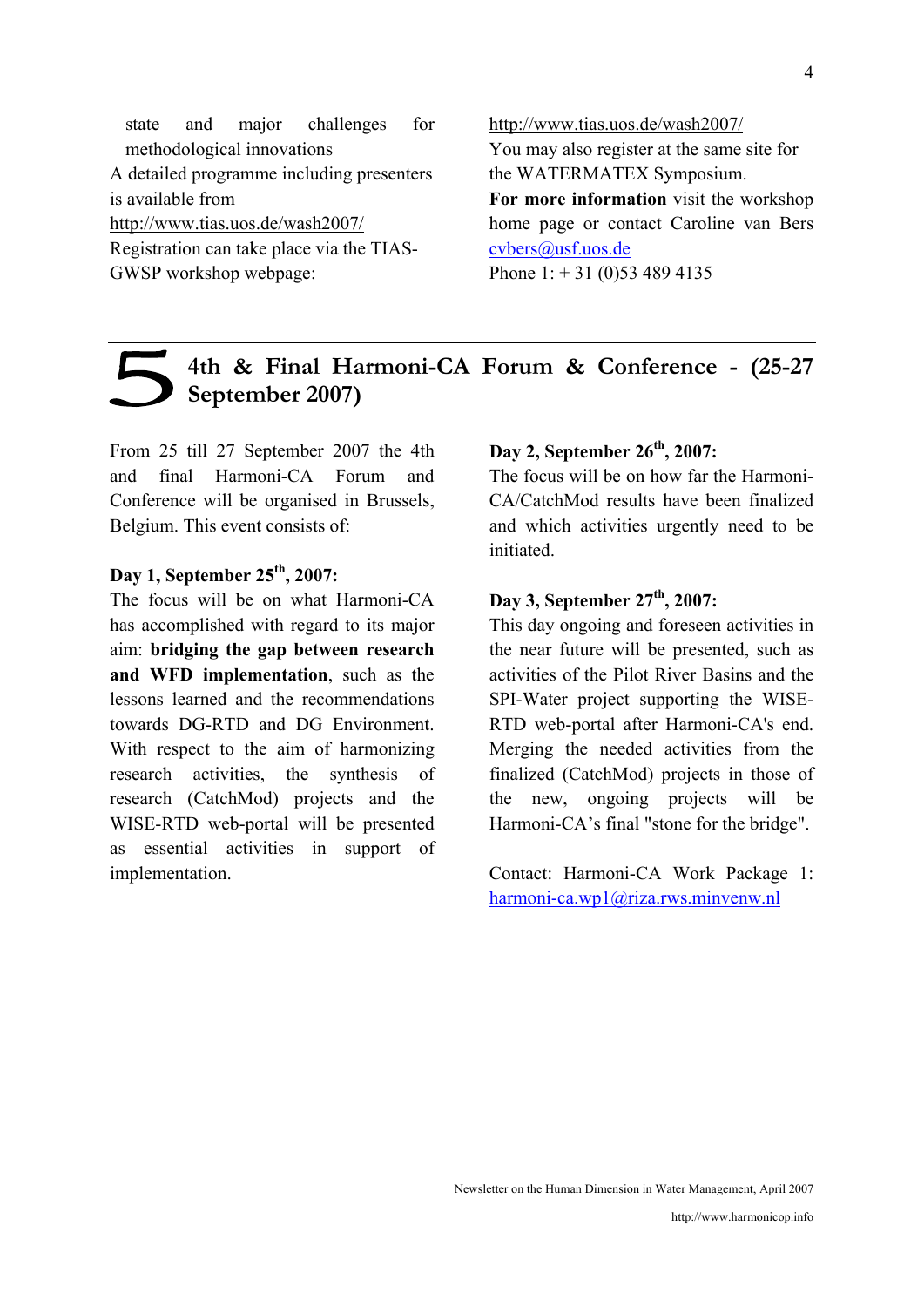state and major challenges for methodological innovations

A detailed programme including presenters is available from http://www.tias.uos.de/wash2007/

Registration can take place via the TIAS-GWSP workshop webpage: http://www.tias.uos.de/wash2007/

You may also register at the same site for the WATERMATEX Symposium.

**For more information** visit the workshop home page or contact Caroline van Bers cvbers@usf.uos.de

Phone 1: + 31 (0)53 489 4135

## 5 4th & Final Harmoni-CA Forum & Conference - (25-27 September 2007)

From 25 till 27 September 2007 the 4th and final Harmoni-CA Forum and Conference will be organised in Brussels, Belgium. This event consists of:

**Day 1, September 25th, 2007:**

The focus will be on what Harmoni-CA has accomplished with regard to its major aim: **bridging the gap between research and WFD implementation**, such as the lessons learned and the recommendations towards DG-RTD and DG Environment. With respect to the aim of harmonizing research activities, the synthesis of research (CatchMod) projects and the WISE-RTD web-portal will be presented as essential activities in support of implementation.

**Day 2, September 26th, 2007:**

The focus will be on how far the Harmoni-CA/CatchMod results have been finalized and which activities urgently need to be initiated.

**Day 3, September 27th, 2007:**

This day ongoing and foreseen activities in the near future will be presented, such as activities of the Pilot River Basins and the SPI-Water project supporting the WISE-RTD web-portal after Harmoni-CA's end. Merging the needed activities from the finalized (CatchMod) projects in those of the new, ongoing projects will be Harmoni-CA's final "stone for the bridge".

Contact: Harmoni-CA Work Package 1: harmoni-ca.wp1@riza.rws.minvenw.nl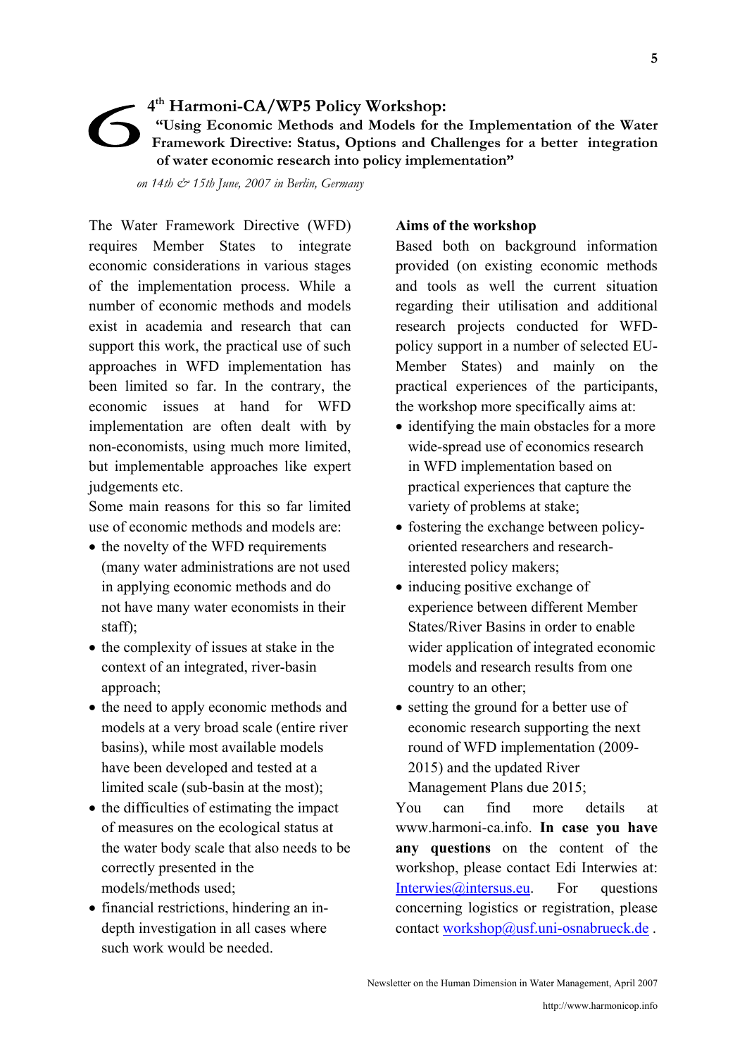# 6 4th Harmoni-CA/WP5 Policy Workshop:

**"Using Economic Methods and Models for the Implementation of the Water Framework Directive: Status, Options and Challenges for a better integration of water economic research into policy implementation"**

*on 14th & 15th June, 2007 in Berlin, Germany*

The Water Framework Directive (WFD) requires Member States to integrate economic considerations in various stages of the implementation process. While a number of economic methods and models exist in academia and research that can support this work, the practical use of such approaches in WFD implementation has been limited so far. In the contrary, the economic issues at hand for WFD implementation are often dealt with by non-economists, using much more limited, but implementable approaches like expert judgements etc.

Some main reasons for this so far limited use of economic methods and models are:

- the novelty of the WFD requirements (many water administrations are not used in applying economic methods and do not have many water economists in their staff);
- the complexity of issues at stake in the context of an integrated, river-basin approach;
- the need to apply economic methods and models at a very broad scale (entire river basins), while most available models have been developed and tested at a limited scale (sub-basin at the most);
- the difficulties of estimating the impact of measures on the ecological status at the water body scale that also needs to be correctly presented in the models/methods used;
- financial restrictions, hindering an in-depth investigation in all cases where such work would be needed.

**Aims of the workshop**

Based both on background information provided (on existing economic methods and tools as well the current situation regarding their utilisation and additional research projects conducted for WFD-policy support in a number of selected EU-Member States) and mainly on the practical experiences of the participants, the workshop more specifically aims at:

- identifying the main obstacles for a more wide-spread use of economics research in WFD implementation based on practical experiences that capture the variety of problems at stake;
- fostering the exchange between policy-oriented researchers and research-interested policy makers;
- inducing positive exchange of experience between different Member States/River Basins in order to enable wider application of integrated economic models and research results from one country to an other;
- setting the ground for a better use of economic research supporting the next round of WFD implementation (2009-2015) and the updated River Management Plans due 2015;

You can find more details at www.harmoni-ca.info. **In case you have any questions** on the content of the workshop, please contact Edi Interwies at: Interwies@intersus.eu. For questions concerning logistics or registration, please contact workshop@usf.uni-osnabrueck.de .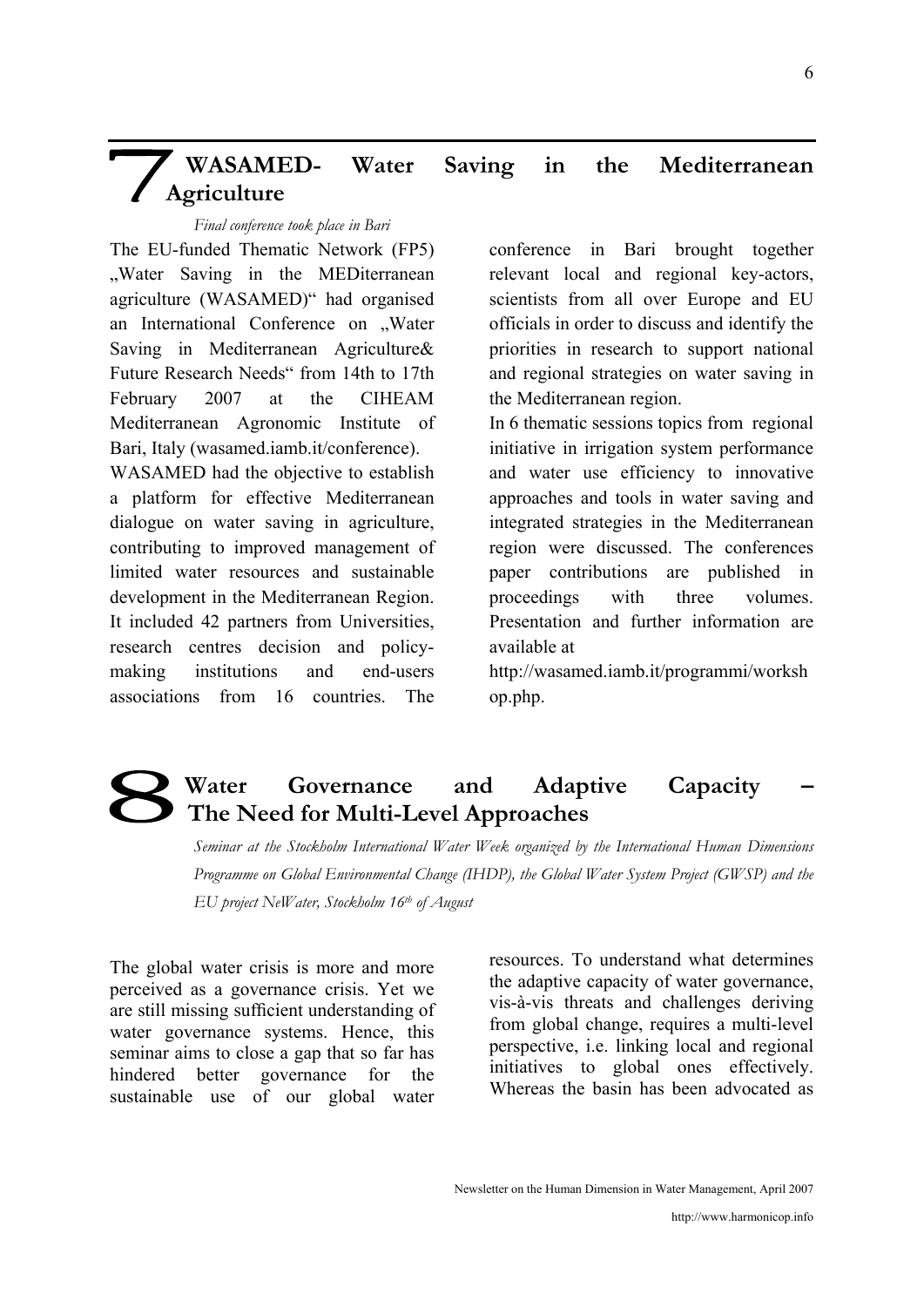## 7 WASAMED- Water Saving in the Mediterranean Agriculture

*Final conference took place in Bari*

The EU-funded Thematic Network (FP5) „Water Saving in the MEDiterranean agriculture (WASAMED)" had organised an International Conference on „Water Saving in Mediterranean Agriculture& Future Research Needs" from 14th to 17th February 2007 at the CIHEAM Mediterranean Agronomic Institute of Bari, Italy (wasamed.iamb.it/conference).

WASAMED had the objective to establish a platform for effective Mediterranean dialogue on water saving in agriculture, contributing to improved management of limited water resources and sustainable development in the Mediterranean Region. It included 42 partners from Universities, research centres decision and policy-making institutions and end-users associations from 16 countries. The conference in Bari brought together relevant local and regional key-actors, scientists from all over Europe and EU officials in order to discuss and identify the priorities in research to support national and regional strategies on water saving in the Mediterranean region.

In 6 thematic sessions topics from regional initiative in irrigation system performance and water use efficiency to innovative approaches and tools in water saving and integrated strategies in the Mediterranean region were discussed. The conferences paper contributions are published in proceedings with three volumes. Presentation and further information are available at http://wasamed.iamb.it/programmi/workshop.php.

## 8 Water Governance and Adaptive Capacity – The Need for Multi-Level Approaches

*Seminar at the Stockholm International Water Week organized by the International Human Dimensions Programme on Global Environmental Change (IHDP), the Global Water System Project (GWSP) and the EU project NeWater, Stockholm 16th of August*

The global water crisis is more and more perceived as a governance crisis. Yet we are still missing sufficient understanding of water governance systems. Hence, this seminar aims to close a gap that so far has hindered better governance for the sustainable use of our global water resources. To understand what determines the adaptive capacity of water governance, vis-à-vis threats and challenges deriving from global change, requires a multi-level perspective, i.e. linking local and regional initiatives to global ones effectively. Whereas the basin has been advocated as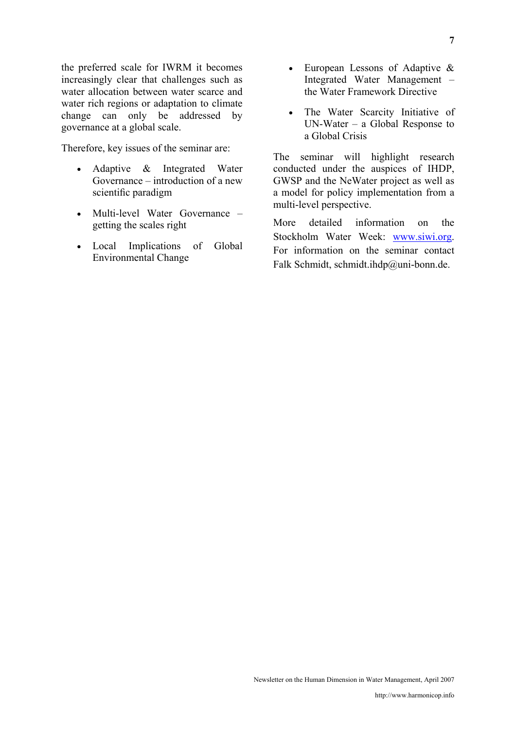the preferred scale for IWRM it becomes increasingly clear that challenges such as water allocation between water scarce and water rich regions or adaptation to climate change can only be addressed by governance at a global scale.

Therefore, key issues of the seminar are:

- Adaptive & Integrated Water Governance – introduction of a new scientific paradigm
- Multi-level Water Governance – getting the scales right
- Local Implications of Global Environmental Change
- European Lessons of Adaptive & Integrated Water Management – the Water Framework Directive
- The Water Scarcity Initiative of UN-Water – a Global Response to a Global Crisis

The seminar will highlight research conducted under the auspices of IHDP, GWSP and the NeWater project as well as a model for policy implementation from a multi-level perspective.

More detailed information on the Stockholm Water Week: [www.siwi.org](http://www.siwi.org). For information on the seminar contact Falk Schmidt, schmidt.ihdp@uni-bonn.de.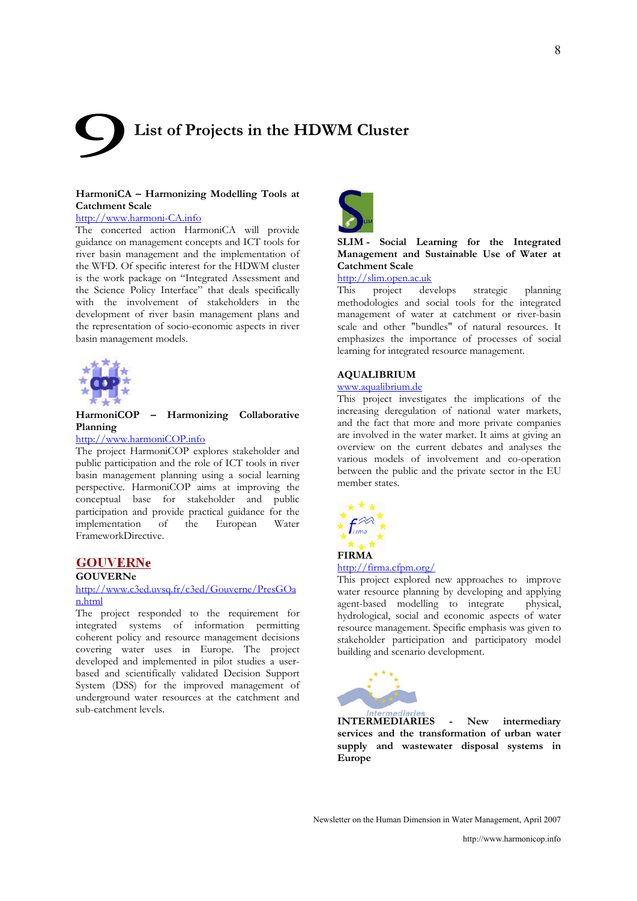# 9 List of Projects in the HDWM Cluster

**HarmoniCA – Harmonizing Modelling Tools at Catchment Scale**

http://www.harmoni-CA.info

The concerted action HarmoniCA will provide guidance on management concepts and ICT tools for river basin management and the implementation of the WFD. Of specific interest for the HDWM cluster is the work package on "Integrated Assessment and the Science Policy Interface" that deals specifically with the involvement of stakeholders in the development of river basin management plans and the representation of socio-economic aspects in river basin management models.

**HarmoniCOP – Harmonizing Collaborative Planning**

http://www.harmoniCOP.info

The project HarmoniCOP explores stakeholder and public participation and the role of ICT tools in river basin management planning using a social learning perspective. HarmoniCOP aims at improving the conceptual base for stakeholder and public participation and provide practical guidance for the implementation of the European Water FrameworkDirective.

**GOUVERNe**

http://www.c3ed.uvsq.fr/c3ed/Gouverne/PresGOan.html

The project responded to the requirement for integrated systems of information permitting coherent policy and resource management decisions covering water uses in Europe. The project developed and implemented in pilot studies a user-based and scientifically validated Decision Support System (DSS) for the improved management of underground water resources at the catchment and sub-catchment levels.

**SLIM - Social Learning for the Integrated Management and Sustainable Use of Water at Catchment Scale**

http://slim.open.ac.uk

This project develops strategic planning methodologies and social tools for the integrated management of water at catchment or river-basin scale and other "bundles" of natural resources. It emphasizes the importance of processes of social learning for integrated resource management.

**AQUALIBRIUM**

www.aqualibrium.de

This project investigates the implications of the increasing deregulation of national water markets, and the fact that more and more private companies are involved in the water market. It aims at giving an overview on the current debates and analyses the various models of involvement and co-operation between the public and the private sector in the EU member states.

**FIRMA**

http://firma.cfpm.org/

This project explored new approaches to improve water resource planning by developing and applying agent-based modelling to integrate physical, hydrological, social and economic aspects of water resource management. Specific emphasis was given to stakeholder participation and participatory model building and scenario development.

**INTERMEDIARIES - New intermediary services and the transformation of urban water supply and wastewater disposal systems in Europe**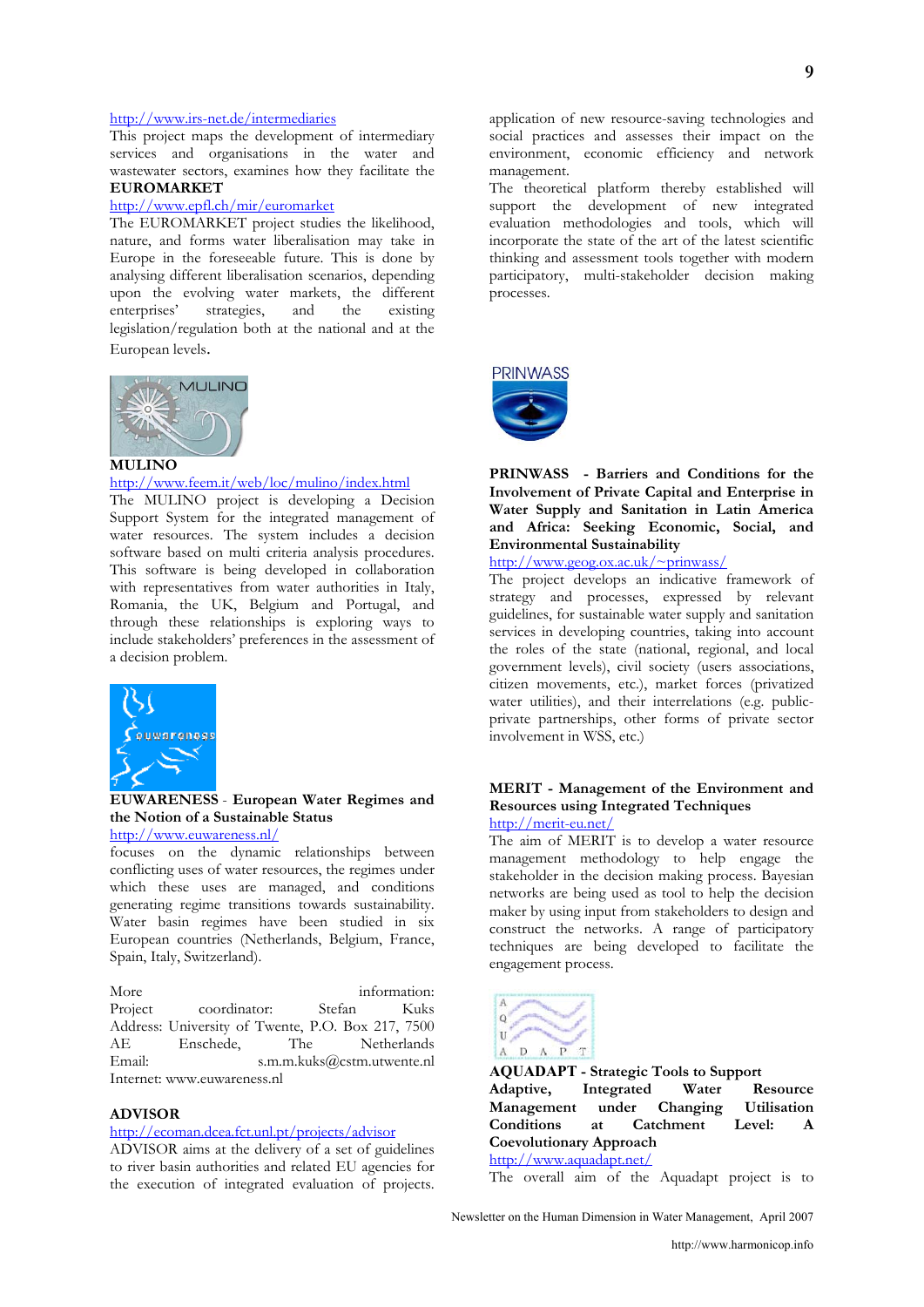http://www.irs-net.de/intermediaries
This project maps the development of intermediary services and organisations in the water and wastewater sectors, examines how they facilitate the

**EUROMARKET**

http://www.epfl.ch/mir/euromarket
The EUROMARKET project studies the likelihood, nature, and forms water liberalisation may take in Europe in the foreseeable future. This is done by analysing different liberalisation scenarios, depending upon the evolving water markets, the different enterprises' strategies, and the existing legislation/regulation both at the national and at the European levels.

**MULINO**

http://www.feem.it/web/loc/mulino/index.html
The MULINO project is developing a Decision Support System for the integrated management of water resources. The system includes a decision software based on multi criteria analysis procedures. This software is being developed in collaboration with representatives from water authorities in Italy, Romania, the UK, Belgium and Portugal, and through these relationships is exploring ways to include stakeholders' preferences in the assessment of a decision problem.

**EUWARENESS** - **European Water Regimes and the Notion of a Sustainable Status**

http://www.euwareness.nl/
focuses on the dynamic relationships between conflicting uses of water resources, the regimes under which these uses are managed, and conditions generating regime transitions towards sustainability. Water basin regimes have been studied in six European countries (Netherlands, Belgium, France, Spain, Italy, Switzerland).

More information:
Project coordinator: Stefan Kuks
Address: University of Twente, P.O. Box 217, 7500 AE Enschede, The Netherlands
Email: s.m.m.kuks@cstm.utwente.nl
Internet: www.euwareness.nl

**ADVISOR**

http://ecoman.dcea.fct.unl.pt/projects/advisor
ADVISOR aims at the delivery of a set of guidelines to river basin authorities and related EU agencies for the execution of integrated evaluation of projects. application of new resource-saving technologies and social practices and assesses their impact on the environment, economic efficiency and network management.
The theoretical platform thereby established will support the development of new integrated evaluation methodologies and tools, which will incorporate the state of the art of the latest scientific thinking and assessment tools together with modern participatory, multi-stakeholder decision making processes.

**PRINWASS - Barriers and Conditions for the Involvement of Private Capital and Enterprise in Water Supply and Sanitation in Latin America and Africa: Seeking Economic, Social, and Environmental Sustainability**

http://www.geog.ox.ac.uk/~prinwass/
The project develops an indicative framework of strategy and processes, expressed by relevant guidelines, for sustainable water supply and sanitation services in developing countries, taking into account the roles of the state (national, regional, and local government levels), civil society (users associations, citizen movements, etc.), market forces (privatized water utilities), and their interrelations (e.g. public-private partnerships, other forms of private sector involvement in WSS, etc.)

**MERIT - Management of the Environment and Resources using Integrated Techniques**

http://merit-eu.net/
The aim of MERIT is to develop a water resource management methodology to help engage the stakeholder in the decision making process. Bayesian networks are being used as tool to help the decision maker by using input from stakeholders to design and construct the networks. A range of participatory techniques are being developed to facilitate the engagement process.

**AQUADAPT - Strategic Tools to Support Adaptive, Integrated Water Resource Management under Changing Utilisation Conditions at Catchment Level: A Coevolutionary Approach**

http://www.aquadapt.net/
The overall aim of the Aquadapt project is to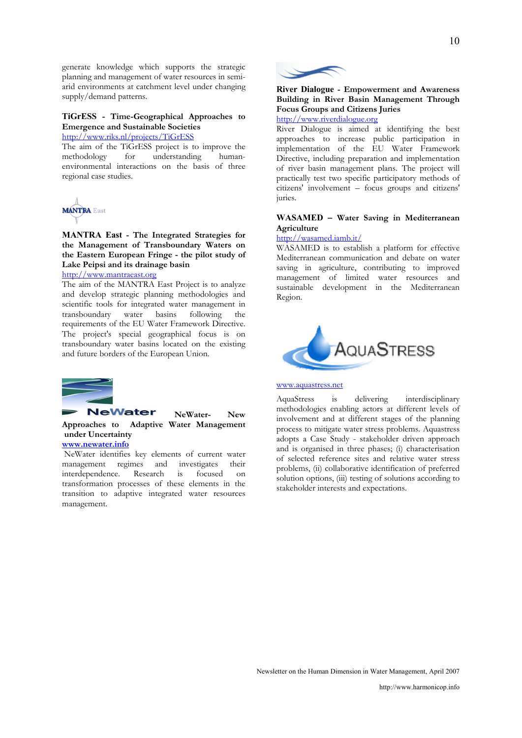generate knowledge which supports the strategic planning and management of water resources in semi-arid environments at catchment level under changing supply/demand patterns.

**TiGrESS - Time-Geographical Approaches to Emergence and Sustainable Societies**

http://www.riks.nl/projects/TiGrESS

The aim of the TiGrESS project is to improve the methodology for understanding human-environmental interactions on the basis of three regional case studies.

MANTRA East

**MANTRA East - The Integrated Strategies for the Management of Transboundary Waters on the Eastern European Fringe - the pilot study of Lake Peipsi and its drainage basin**

http://www.mantraeast.org

The aim of the MANTRA East Project is to analyze and develop strategic planning methodologies and scientific tools for integrated water management in transboundary water basins following the requirements of the EU Water Framework Directive. The project's special geographical focus is on transboundary water basins located on the existing and future borders of the European Union.

**NeWater- New Approaches to Adaptive Water Management under Uncertainty**

**www.newater.info**

NeWater identifies key elements of current water management regimes and investigates their interdependence. Research is focused on transformation processes of these elements in the transition to adaptive integrated water resources management.

**River Dialogue - Empowerment and Awareness Building in River Basin Management Through Focus Groups and Citizens Juries**

http://www.riverdialogue.org

River Dialogue is aimed at identifying the best approaches to increase public participation in implementation of the EU Water Framework Directive, including preparation and implementation of river basin management plans. The project will practically test two specific participatory methods of citizens' involvement – focus groups and citizens' juries.

**WASAMED – Water Saving in Mediterranean Agriculture**

http://wasamed.iamb.it/

WASAMED is to establish a platform for effective Mediterranean communication and debate on water saving in agriculture, contributing to improved management of limited water resources and sustainable development in the Mediterranean Region.

www.aquastress.net

AquaStress is delivering interdisciplinary methodologies enabling actors at different levels of involvement and at different stages of the planning process to mitigate water stress problems. Aquastress adopts a Case Study - stakeholder driven approach and is organised in three phases; (i) characterisation of selected reference sites and relative water stress problems, (ii) collaborative identification of preferred solution options, (iii) testing of solutions according to stakeholder interests and expectations.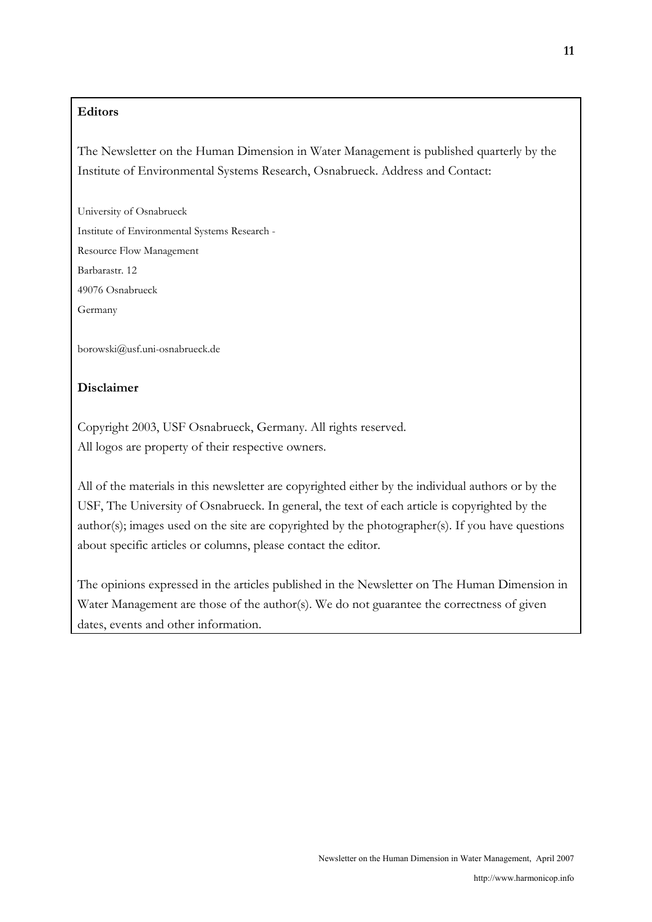## Editors

The Newsletter on the Human Dimension in Water Management is published quarterly by the Institute of Environmental Systems Research, Osnabrueck. Address and Contact:

University of Osnabrueck
Institute of Environmental Systems Research -
Resource Flow Management
Barbarastr. 12
49076 Osnabrueck
Germany

borowski@usf.uni-osnabrueck.de

## Disclaimer

Copyright 2003, USF Osnabrueck, Germany. All rights reserved.
All logos are property of their respective owners.

All of the materials in this newsletter are copyrighted either by the individual authors or by the USF, The University of Osnabrueck. In general, the text of each article is copyrighted by the author(s); images used on the site are copyrighted by the photographer(s). If you have questions about specific articles or columns, please contact the editor.

The opinions expressed in the articles published in the Newsletter on The Human Dimension in Water Management are those of the author(s). We do not guarantee the correctness of given dates, events and other information.